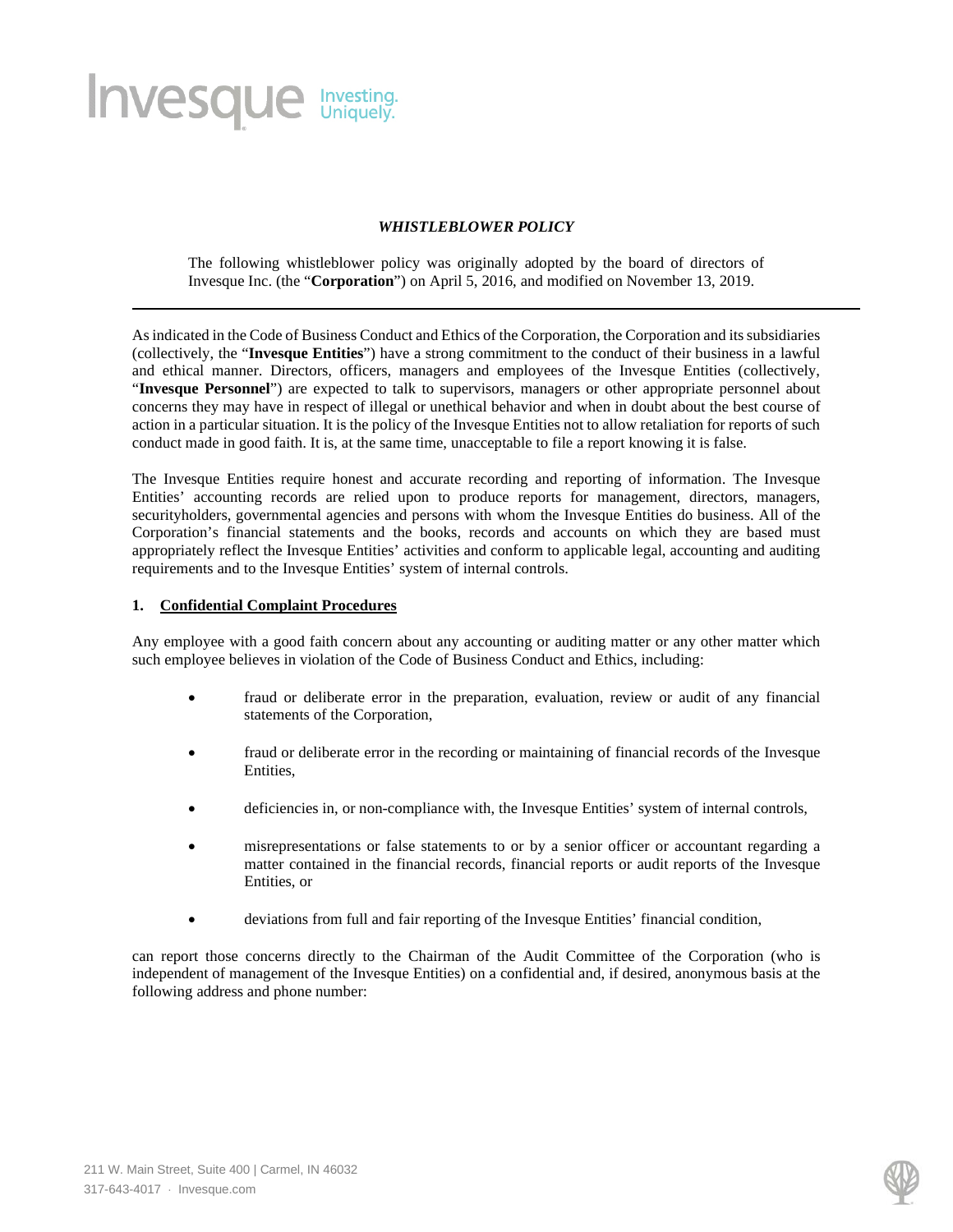# *WHISTLEBLOWER POLICY*

The following whistleblower policy was originally adopted by the board of directors of Invesque Inc. (the "**Corporation**") on April 5, 2016, and modified on November 13, 2019.

---

As indicated in the Code of Business Conduct and Ethics of the Corporation, the Corporation and its subsidiaries (collectively, the "**Invesque Entities**") have a strong commitment to the conduct of their business in a lawful and ethical manner. Directors, officers, managers and employees of the Invesque Entities (collectively, "**Invesque Personnel**") are expected to talk to supervisors, managers or other appropriate personnel about concerns they may have in respect of illegal or unethical behavior and when in doubt about the best course of action in a particular situation. It is the policy of the Invesque Entities not to allow retaliation for reports of such conduct made in good faith. It is, at the same time, unacceptable to file a report knowing it is false.

The Invesque Entities require honest and accurate recording and reporting of information. The Invesque Entities' accounting records are relied upon to produce reports for management, directors, managers, securityholders, governmental agencies and persons with whom the Invesque Entities do business. All of the Corporation's financial statements and the books, records and accounts on which they are based must appropriately reflect the Invesque Entities' activities and conform to applicable legal, accounting and auditing requirements and to the Invesque Entities' system of internal controls.

## 1. Confidential Complaint Procedures

Any employee with a good faith concern about any accounting or auditing matter or any other matter which such employee believes in violation of the Code of Business Conduct and Ethics, including:

- fraud or deliberate error in the preparation, evaluation, review or audit of any financial statements of the Corporation,
- fraud or deliberate error in the recording or maintaining of financial records of the Invesque Entities,
- deficiencies in, or non-compliance with, the Invesque Entities' system of internal controls,
- misrepresentations or false statements to or by a senior officer or accountant regarding a matter contained in the financial records, financial reports or audit reports of the Invesque Entities, or
- deviations from full and fair reporting of the Invesque Entities' financial condition,

can report those concerns directly to the Chairman of the Audit Committee of the Corporation (who is independent of management of the Invesque Entities) on a confidential and, if desired, anonymous basis at the following address and phone number: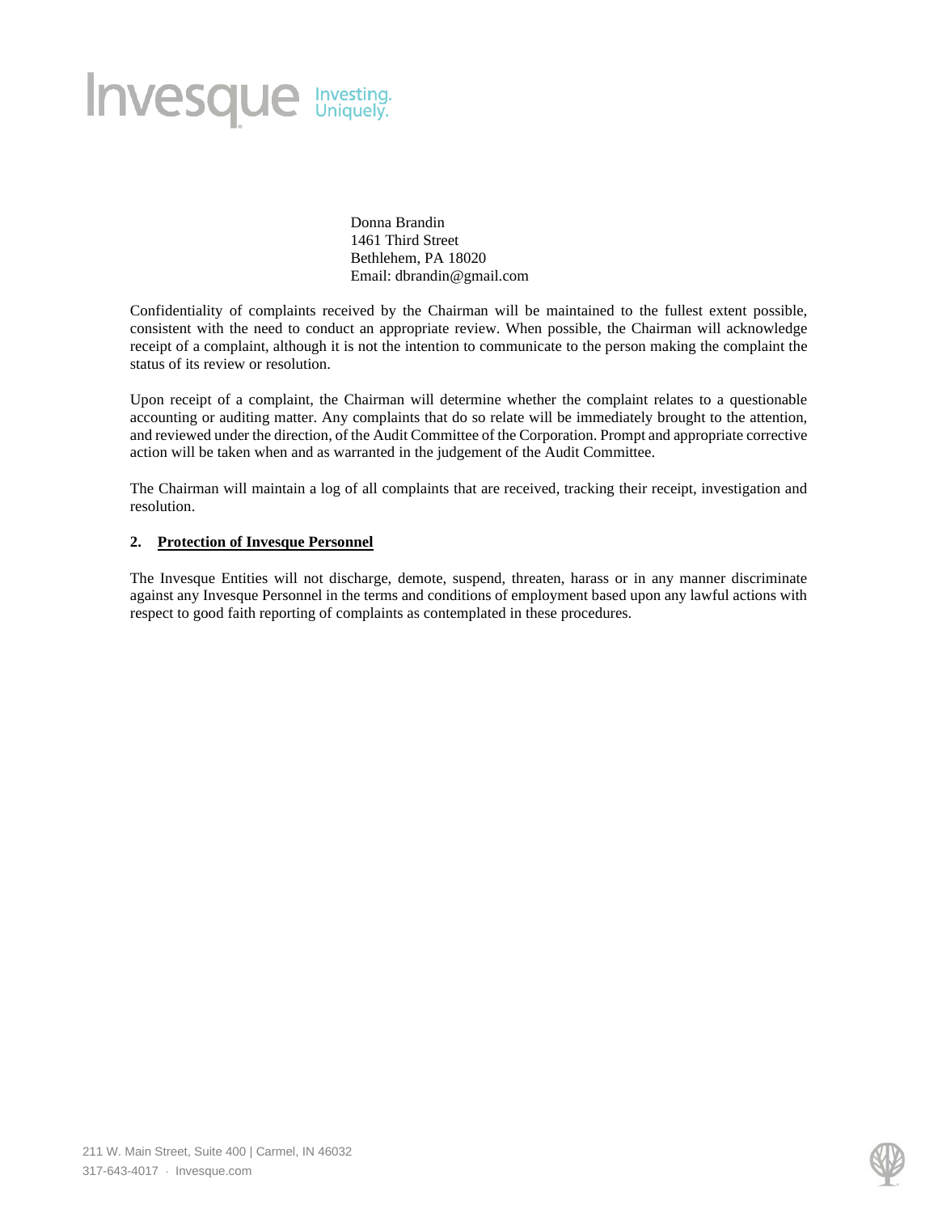Donna Brandin
1461 Third Street
Bethlehem, PA 18020
Email: dbrandin@gmail.com

Confidentiality of complaints received by the Chairman will be maintained to the fullest extent possible, consistent with the need to conduct an appropriate review. When possible, the Chairman will acknowledge receipt of a complaint, although it is not the intention to communicate to the person making the complaint the status of its review or resolution.

Upon receipt of a complaint, the Chairman will determine whether the complaint relates to a questionable accounting or auditing matter. Any complaints that do so relate will be immediately brought to the attention, and reviewed under the direction, of the Audit Committee of the Corporation. Prompt and appropriate corrective action will be taken when and as warranted in the judgement of the Audit Committee.

The Chairman will maintain a log of all complaints that are received, tracking their receipt, investigation and resolution.

## 2. **Protection of Invesque Personnel**

The Invesque Entities will not discharge, demote, suspend, threaten, harass or in any manner discriminate against any Invesque Personnel in the terms and conditions of employment based upon any lawful actions with respect to good faith reporting of complaints as contemplated in these procedures.